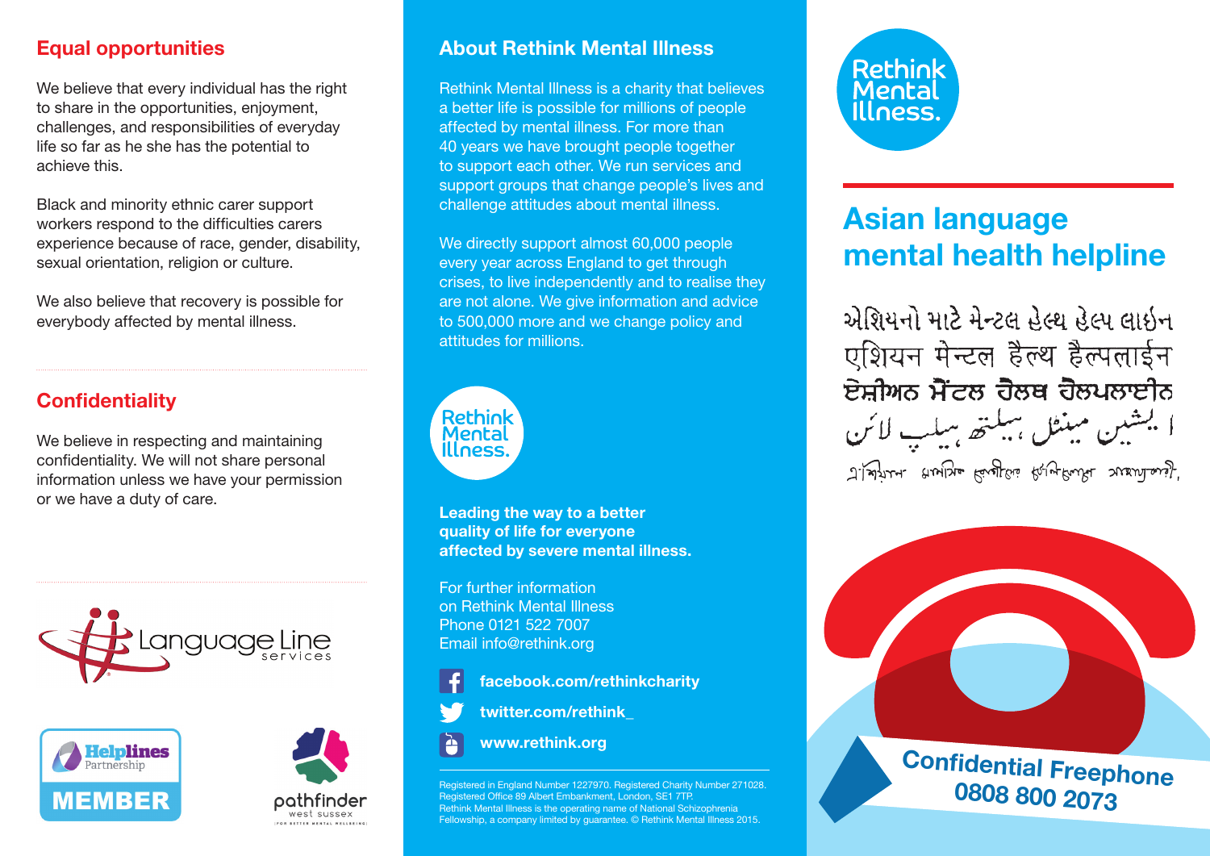## Equal opportunities

We believe that every individual has the right to share in the opportunities, enjoyment, challenges, and responsibilities of everyday life so far as he she has the potential to achieve this.

Black and minority ethnic carer support workers respond to the difficulties carers experience because of race, gender, disability, sexual orientation, religion or culture.

We also believe that recovery is possible for everybody affected by mental illness.

## Confidentiality

We believe in respecting and maintaining confidentiality. We will not share personal information unless we have your permission or we have a duty of care.

Language Line services

Helplines Partnership MEMBER

pathfinder west sussex

## About Rethink Mental Illness

Rethink Mental Illness is a charity that believes a better life is possible for millions of people affected by mental illness. For more than 40 years we have brought people together to support each other. We run services and support groups that change people's lives and challenge attitudes about mental illness.

We directly support almost 60,000 people every year across England to get through crises, to live independently and to realise they are not alone. We give information and advice to 500,000 more and we change policy and attitudes for millions.

Rethink Mental Illness.

**Leading the way to a better quality of life for everyone affected by severe mental illness.**

For further information on Rethink Mental Illness
Phone 0121 522 7007
Email info@rethink.org

**facebook.com/rethinkcharity**

**twitter.com/rethink_**

**www.rethink.org**

Registered in England Number 1227970. Registered Charity Number 271028. Registered Office 89 Albert Embankment, London, SE1 7TP. Rethink Mental Illness is the operating name of National Schizophrenia Fellowship, a company limited by guarantee. © Rethink Mental Illness 2015.

Rethink Mental Illness.

# Asian language mental health helpline

એશિયનો માટે મેન્ટલ હેલ્થ હેલ્પ લાઇન

एशियन मेन्टल हैल्थ हैल्पलाईन

ਏਸ਼ੀਅਨ ਮੈਂਟਲ ਹੈਲਥ ਹੈਲਪਲਾਈਨ

ایشین مینٹل ہیلتھ ہیلپ لائن

এশিয়ান মানসিক স্বাস্থ্য হেল্পলাইন

**Confidential Freephone 0808 800 2073**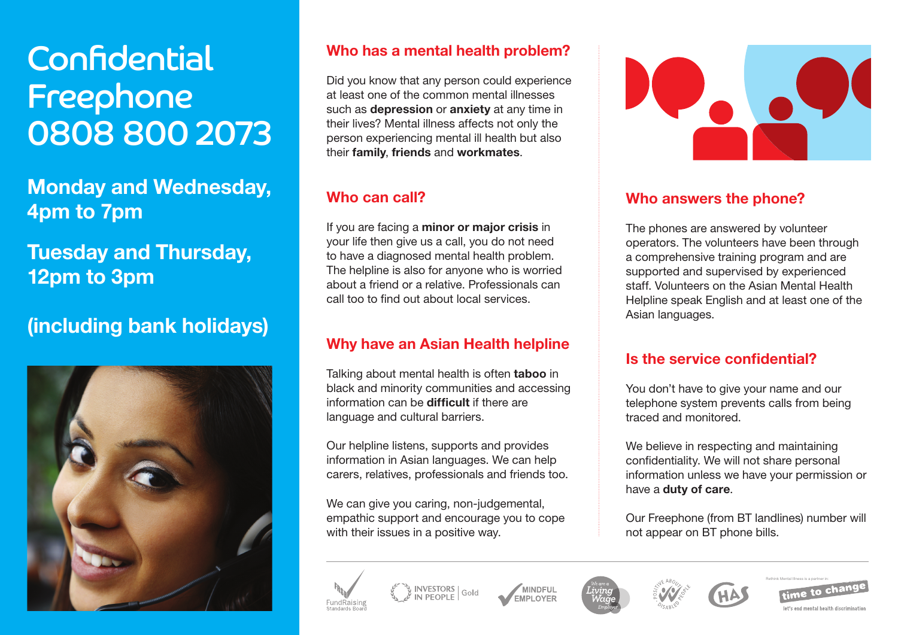# Confidential Freephone 0808 800 2073

**Monday and Wednesday, 4pm to 7pm**

**Tuesday and Thursday, 12pm to 3pm**

**(including bank holidays)**

## Who has a mental health problem?

Did you know that any person could experience at least one of the common mental illnesses such as **depression** or **anxiety** at any time in their lives? Mental illness affects not only the person experiencing mental ill health but also their **family**, **friends** and **workmates**.

## Who can call?

If you are facing a **minor or major crisis** in your life then give us a call, you do not need to have a diagnosed mental health problem. The helpline is also for anyone who is worried about a friend or a relative. Professionals can call too to find out about local services.

## Why have an Asian Health helpline

Talking about mental health is often **taboo** in black and minority communities and accessing information can be **difficult** if there are language and cultural barriers.

Our helpline listens, supports and provides information in Asian languages. We can help carers, relatives, professionals and friends too.

We can give you caring, non-judgemental, empathic support and encourage you to cope with their issues in a positive way.

## Who answers the phone?

The phones are answered by volunteer operators. The volunteers have been through a comprehensive training program and are supported and supervised by experienced staff. Volunteers on the Asian Mental Health Helpline speak English and at least one of the Asian languages.

## Is the service confidential?

You don't have to give your name and our telephone system prevents calls from being traced and monitored.

We believe in respecting and maintaining confidentiality. We will not share personal information unless we have your permission or have a **duty of care**.

Our Freephone (from BT landlines) number will not appear on BT phone bills.

FundRaising Standards Board
INVESTORS IN PEOPLE | Gold
MINDFUL EMPLOYER
We are a Living Wage Employer
POSITIVE ABOUT DISABLED PEOPLE
HAS
Rethink Mental Illness is a partner in: time to change let's end mental health discrimination